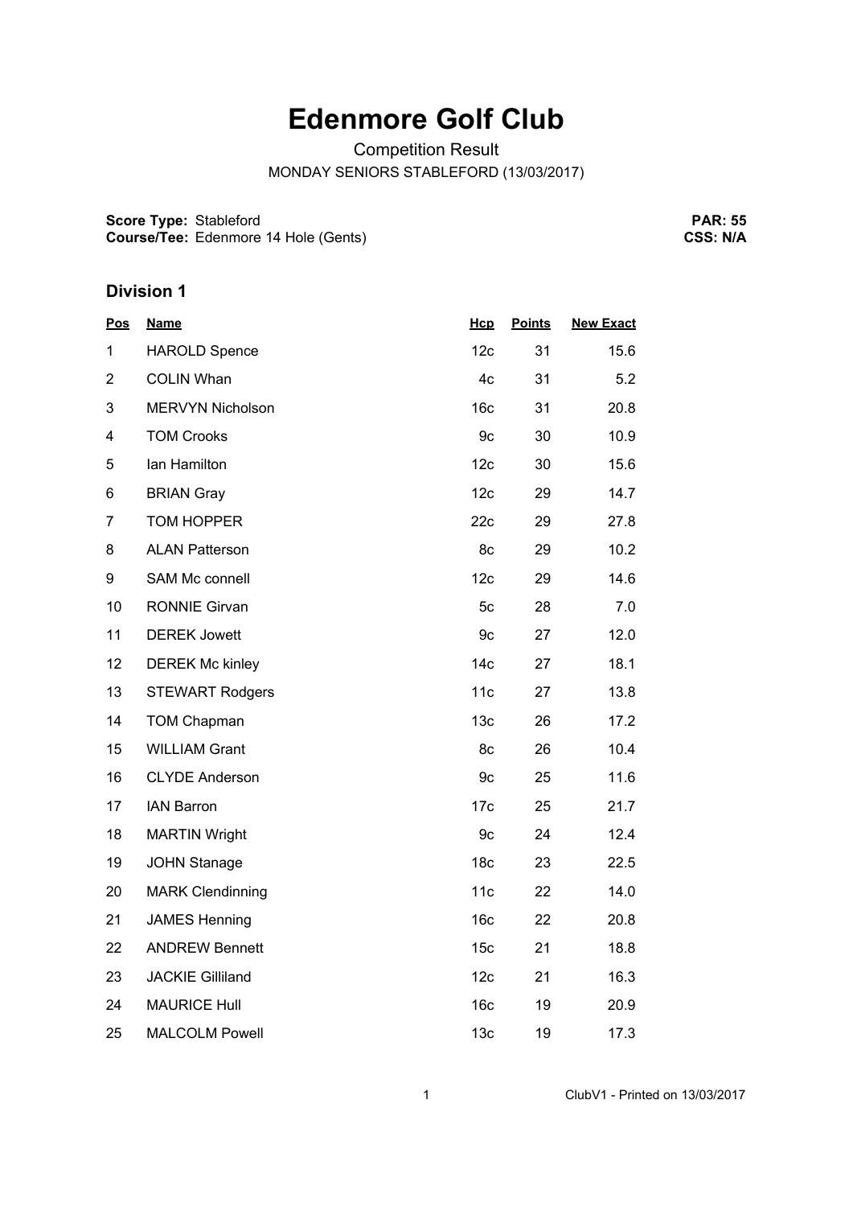# Edenmore Golf Club

Competition Result

MONDAY SENIORS STABLEFORD (13/03/2017)

**Score Type:** Stableford
**Course/Tee:** Edenmore 14 Hole (Gents)

**PAR: 55**
**CSS: N/A**

## Division 1

| Pos | Name | Hcp | Points | New Exact |
|---|---|---|---|---|
| 1 | HAROLD Spence | 12c | 31 | 15.6 |
| 2 | COLIN Whan | 4c | 31 | 5.2 |
| 3 | MERVYN Nicholson | 16c | 31 | 20.8 |
| 4 | TOM Crooks | 9c | 30 | 10.9 |
| 5 | Ian Hamilton | 12c | 30 | 15.6 |
| 6 | BRIAN Gray | 12c | 29 | 14.7 |
| 7 | TOM HOPPER | 22c | 29 | 27.8 |
| 8 | ALAN Patterson | 8c | 29 | 10.2 |
| 9 | SAM Mc connell | 12c | 29 | 14.6 |
| 10 | RONNIE Girvan | 5c | 28 | 7.0 |
| 11 | DEREK Jowett | 9c | 27 | 12.0 |
| 12 | DEREK Mc kinley | 14c | 27 | 18.1 |
| 13 | STEWART Rodgers | 11c | 27 | 13.8 |
| 14 | TOM Chapman | 13c | 26 | 17.2 |
| 15 | WILLIAM Grant | 8c | 26 | 10.4 |
| 16 | CLYDE Anderson | 9c | 25 | 11.6 |
| 17 | IAN Barron | 17c | 25 | 21.7 |
| 18 | MARTIN Wright | 9c | 24 | 12.4 |
| 19 | JOHN Stanage | 18c | 23 | 22.5 |
| 20 | MARK Clendinning | 11c | 22 | 14.0 |
| 21 | JAMES Henning | 16c | 22 | 20.8 |
| 22 | ANDREW Bennett | 15c | 21 | 18.8 |
| 23 | JACKIE Gilliland | 12c | 21 | 16.3 |
| 24 | MAURICE Hull | 16c | 19 | 20.9 |
| 25 | MALCOLM Powell | 13c | 19 | 17.3 |

ClubV1 - Printed on 13/03/2017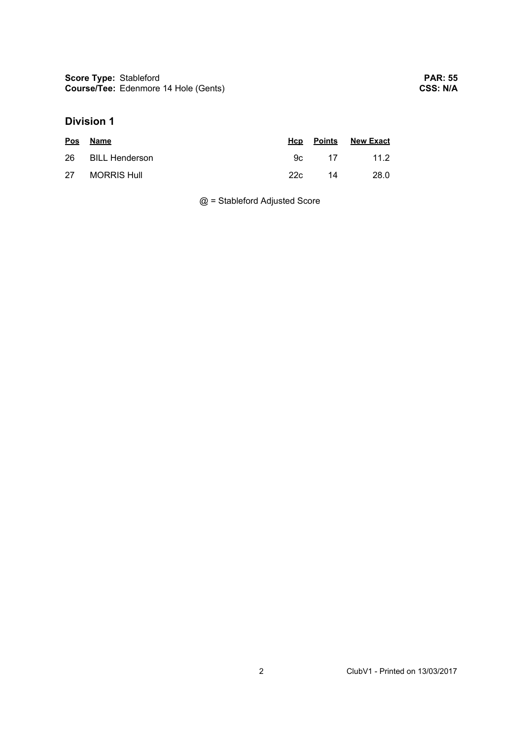**Score Type:** Stableford
**Course/Tee:** Edenmore 14 Hole (Gents)

**PAR: 55**
**CSS: N/A**

## Division 1

| Pos | Name | Hcp | Points | New Exact |
|---|---|---|---|---|
| 26 | BILL Henderson | 9c | 17 | 11.2 |
| 27 | MORRIS Hull | 22c | 14 | 28.0 |

@ = Stableford Adjusted Score

ClubV1 - Printed on 13/03/2017